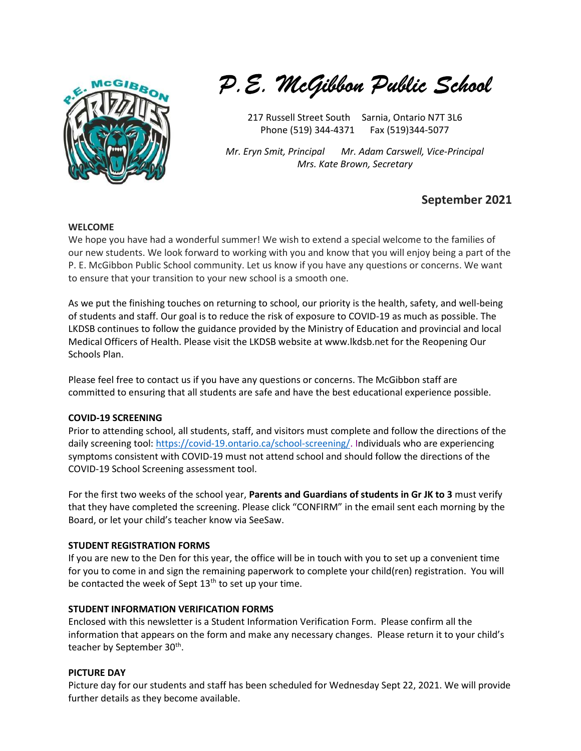# *P.E. McGibbon Public School*

217 Russell Street South Sarnia, Ontario N7T 3L6
Phone (519) 344-4371 Fax (519)344-5077

*Mr. Eryn Smit, Principal Mr. Adam Carswell, Vice-Principal*
*Mrs. Kate Brown, Secretary*

## September 2021

**WELCOME**

We hope you have had a wonderful summer! We wish to extend a special welcome to the families of our new students. We look forward to working with you and know that you will enjoy being a part of the P. E. McGibbon Public School community. Let us know if you have any questions or concerns. We want to ensure that your transition to your new school is a smooth one.

As we put the finishing touches on returning to school, our priority is the health, safety, and well-being of students and staff. Our goal is to reduce the risk of exposure to COVID-19 as much as possible. The LKDSB continues to follow the guidance provided by the Ministry of Education and provincial and local Medical Officers of Health. Please visit the LKDSB website at www.lkdsb.net for the Reopening Our Schools Plan.

Please feel free to contact us if you have any questions or concerns. The McGibbon staff are committed to ensuring that all students are safe and have the best educational experience possible.

**COVID-19 SCREENING**

Prior to attending school, all students, staff, and visitors must complete and follow the directions of the daily screening tool: https://covid-19.ontario.ca/school-screening/. Individuals who are experiencing symptoms consistent with COVID-19 must not attend school and should follow the directions of the COVID-19 School Screening assessment tool.

For the first two weeks of the school year, **Parents and Guardians of students in Gr JK to 3** must verify that they have completed the screening. Please click "CONFIRM" in the email sent each morning by the Board, or let your child's teacher know via SeeSaw.

**STUDENT REGISTRATION FORMS**

If you are new to the Den for this year, the office will be in touch with you to set up a convenient time for you to come in and sign the remaining paperwork to complete your child(ren) registration. You will be contacted the week of Sept 13th to set up your time.

**STUDENT INFORMATION VERIFICATION FORMS**

Enclosed with this newsletter is a Student Information Verification Form. Please confirm all the information that appears on the form and make any necessary changes. Please return it to your child's teacher by September 30th.

**PICTURE DAY**

Picture day for our students and staff has been scheduled for Wednesday Sept 22, 2021. We will provide further details as they become available.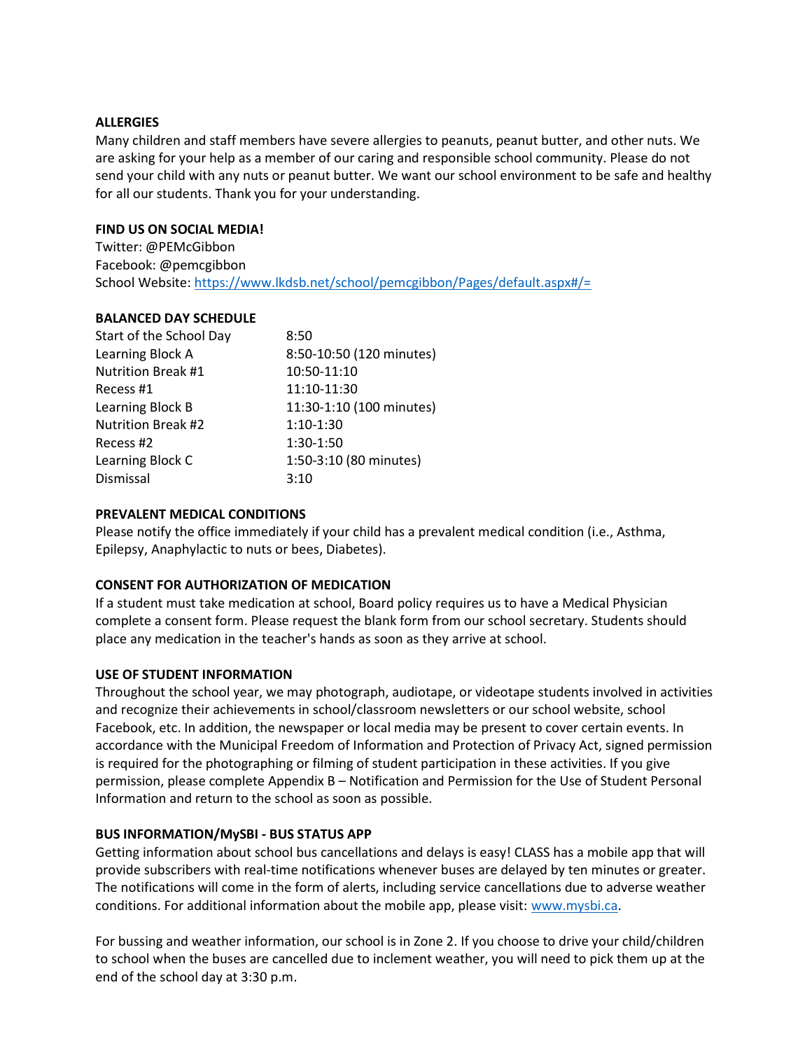**ALLERGIES**

Many children and staff members have severe allergies to peanuts, peanut butter, and other nuts. We are asking for your help as a member of our caring and responsible school community. Please do not send your child with any nuts or peanut butter. We want our school environment to be safe and healthy for all our students. Thank you for your understanding.

**FIND US ON SOCIAL MEDIA!**

Twitter: @PEMcGibbon
Facebook: @pemcgibbon
School Website: https://www.lkdsb.net/school/pemcgibbon/Pages/default.aspx#/=

**BALANCED DAY SCHEDULE**

| | |
|---|---|
| Start of the School Day | 8:50 |
| Learning Block A | 8:50-10:50 (120 minutes) |
| Nutrition Break #1 | 10:50-11:10 |
| Recess #1 | 11:10-11:30 |
| Learning Block B | 11:30-1:10 (100 minutes) |
| Nutrition Break #2 | 1:10-1:30 |
| Recess #2 | 1:30-1:50 |
| Learning Block C | 1:50-3:10 (80 minutes) |
| Dismissal | 3:10 |

**PREVALENT MEDICAL CONDITIONS**

Please notify the office immediately if your child has a prevalent medical condition (i.e., Asthma, Epilepsy, Anaphylactic to nuts or bees, Diabetes).

**CONSENT FOR AUTHORIZATION OF MEDICATION**

If a student must take medication at school, Board policy requires us to have a Medical Physician complete a consent form. Please request the blank form from our school secretary. Students should place any medication in the teacher's hands as soon as they arrive at school.

**USE OF STUDENT INFORMATION**

Throughout the school year, we may photograph, audiotape, or videotape students involved in activities and recognize their achievements in school/classroom newsletters or our school website, school Facebook, etc. In addition, the newspaper or local media may be present to cover certain events. In accordance with the Municipal Freedom of Information and Protection of Privacy Act, signed permission is required for the photographing or filming of student participation in these activities. If you give permission, please complete Appendix B – Notification and Permission for the Use of Student Personal Information and return to the school as soon as possible.

**BUS INFORMATION/MySBI - BUS STATUS APP**

Getting information about school bus cancellations and delays is easy! CLASS has a mobile app that will provide subscribers with real-time notifications whenever buses are delayed by ten minutes or greater. The notifications will come in the form of alerts, including service cancellations due to adverse weather conditions. For additional information about the mobile app, please visit: www.mysbi.ca.

For bussing and weather information, our school is in Zone 2. If you choose to drive your child/children to school when the buses are cancelled due to inclement weather, you will need to pick them up at the end of the school day at 3:30 p.m.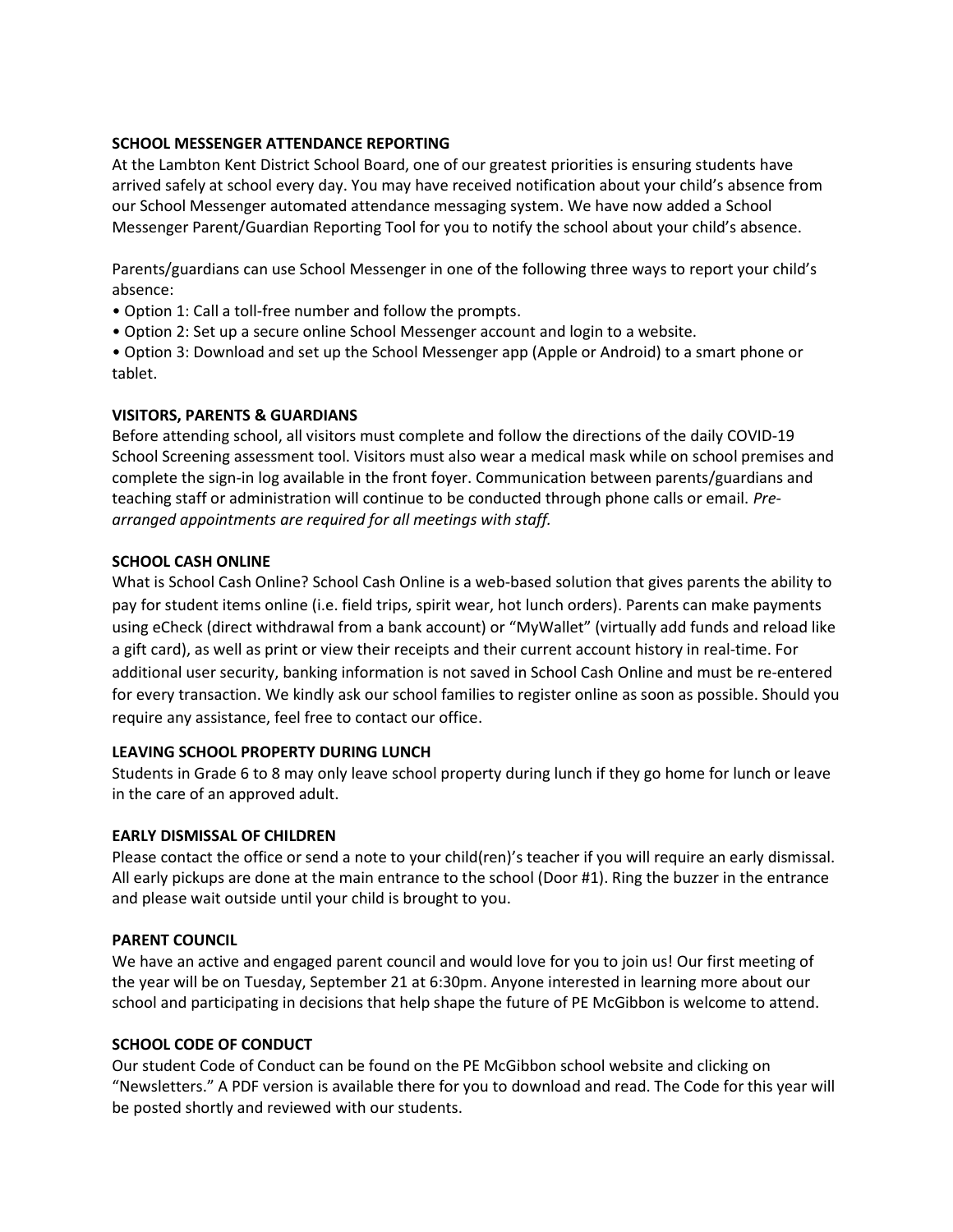**SCHOOL MESSENGER ATTENDANCE REPORTING**

At the Lambton Kent District School Board, one of our greatest priorities is ensuring students have arrived safely at school every day. You may have received notification about your child's absence from our School Messenger automated attendance messaging system. We have now added a School Messenger Parent/Guardian Reporting Tool for you to notify the school about your child's absence.

Parents/guardians can use School Messenger in one of the following three ways to report your child's absence:

- Option 1: Call a toll-free number and follow the prompts.
- Option 2: Set up a secure online School Messenger account and login to a website.
- Option 3: Download and set up the School Messenger app (Apple or Android) to a smart phone or tablet.

**VISITORS, PARENTS & GUARDIANS**

Before attending school, all visitors must complete and follow the directions of the daily COVID-19 School Screening assessment tool. Visitors must also wear a medical mask while on school premises and complete the sign-in log available in the front foyer. Communication between parents/guardians and teaching staff or administration will continue to be conducted through phone calls or email. *Pre-arranged appointments are required for all meetings with staff.*

**SCHOOL CASH ONLINE**

What is School Cash Online? School Cash Online is a web-based solution that gives parents the ability to pay for student items online (i.e. field trips, spirit wear, hot lunch orders). Parents can make payments using eCheck (direct withdrawal from a bank account) or "MyWallet" (virtually add funds and reload like a gift card), as well as print or view their receipts and their current account history in real-time. For additional user security, banking information is not saved in School Cash Online and must be re-entered for every transaction. We kindly ask our school families to register online as soon as possible. Should you require any assistance, feel free to contact our office.

**LEAVING SCHOOL PROPERTY DURING LUNCH**

Students in Grade 6 to 8 may only leave school property during lunch if they go home for lunch or leave in the care of an approved adult.

**EARLY DISMISSAL OF CHILDREN**

Please contact the office or send a note to your child(ren)'s teacher if you will require an early dismissal. All early pickups are done at the main entrance to the school (Door #1). Ring the buzzer in the entrance and please wait outside until your child is brought to you.

**PARENT COUNCIL**

We have an active and engaged parent council and would love for you to join us! Our first meeting of the year will be on Tuesday, September 21 at 6:30pm. Anyone interested in learning more about our school and participating in decisions that help shape the future of PE McGibbon is welcome to attend.

**SCHOOL CODE OF CONDUCT**

Our student Code of Conduct can be found on the PE McGibbon school website and clicking on "Newsletters." A PDF version is available there for you to download and read. The Code for this year will be posted shortly and reviewed with our students.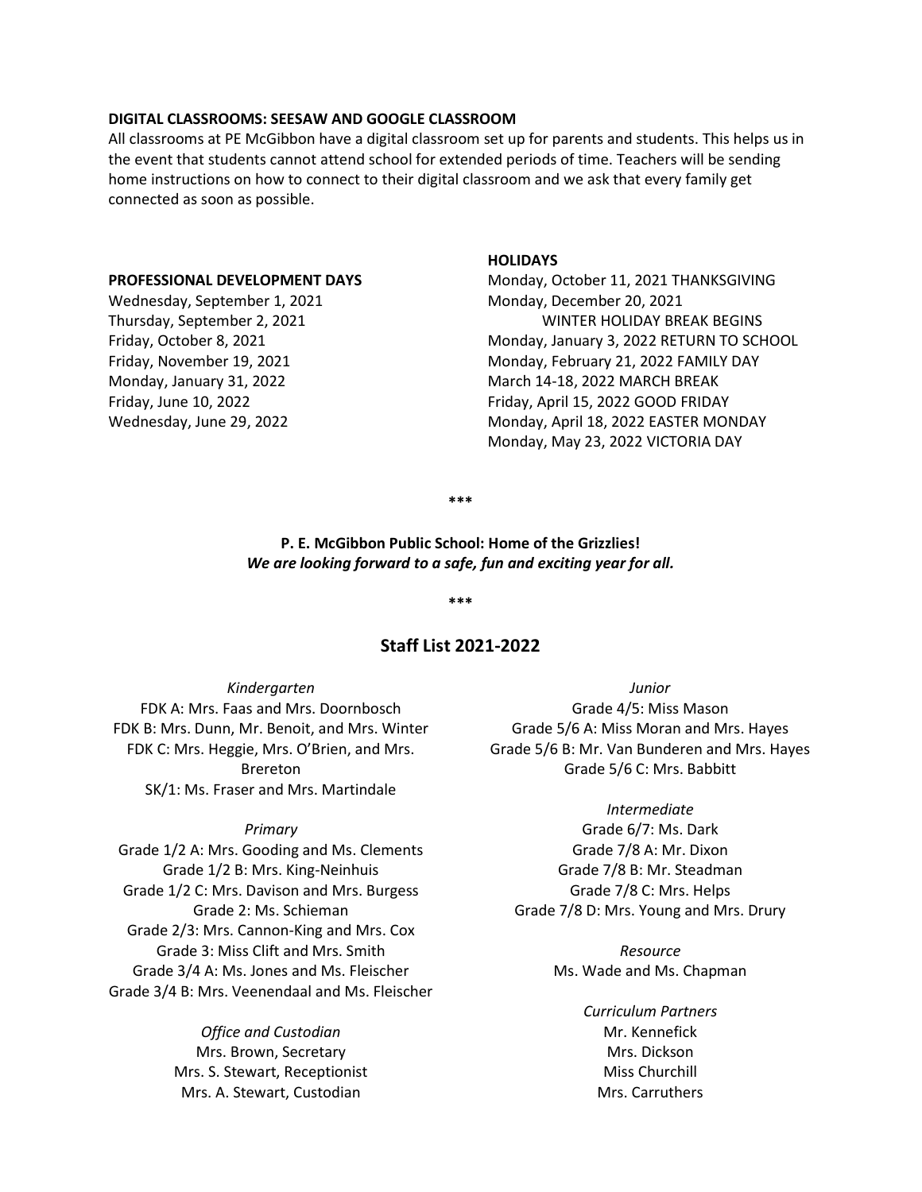**DIGITAL CLASSROOMS: SEESAW AND GOOGLE CLASSROOM**

All classrooms at PE McGibbon have a digital classroom set up for parents and students. This helps us in the event that students cannot attend school for extended periods of time. Teachers will be sending home instructions on how to connect to their digital classroom and we ask that every family get connected as soon as possible.

**PROFESSIONAL DEVELOPMENT DAYS**

Wednesday, September 1, 2021
Thursday, September 2, 2021
Friday, October 8, 2021
Friday, November 19, 2021
Monday, January 31, 2022
Friday, June 10, 2022
Wednesday, June 29, 2022

**HOLIDAYS**

Monday, October 11, 2021 THANKSGIVING
Monday, December 20, 2021
WINTER HOLIDAY BREAK BEGINS
Monday, January 3, 2022 RETURN TO SCHOOL
Monday, February 21, 2022 FAMILY DAY
March 14-18, 2022 MARCH BREAK
Friday, April 15, 2022 GOOD FRIDAY
Monday, April 18, 2022 EASTER MONDAY
Monday, May 23, 2022 VICTORIA DAY

***

**P. E. McGibbon Public School: Home of the Grizzlies!**
***We are looking forward to a safe, fun and exciting year for all.***

***

## Staff List 2021-2022

*Kindergarten*

FDK A: Mrs. Faas and Mrs. Doornbosch
FDK B: Mrs. Dunn, Mr. Benoit, and Mrs. Winter
FDK C: Mrs. Heggie, Mrs. O'Brien, and Mrs. Brereton
SK/1: Ms. Fraser and Mrs. Martindale

*Primary*

Grade 1/2 A: Mrs. Gooding and Ms. Clements
Grade 1/2 B: Mrs. King-Neinhuis
Grade 1/2 C: Mrs. Davison and Mrs. Burgess
Grade 2: Ms. Schieman
Grade 2/3: Mrs. Cannon-King and Mrs. Cox
Grade 3: Miss Clift and Mrs. Smith
Grade 3/4 A: Ms. Jones and Ms. Fleischer
Grade 3/4 B: Mrs. Veenendaal and Ms. Fleischer

*Office and Custodian*

Mrs. Brown, Secretary
Mrs. S. Stewart, Receptionist
Mrs. A. Stewart, Custodian

*Junior*

Grade 4/5: Miss Mason
Grade 5/6 A: Miss Moran and Mrs. Hayes
Grade 5/6 B: Mr. Van Bunderen and Mrs. Hayes
Grade 5/6 C: Mrs. Babbitt

*Intermediate*

Grade 6/7: Ms. Dark
Grade 7/8 A: Mr. Dixon
Grade 7/8 B: Mr. Steadman
Grade 7/8 C: Mrs. Helps
Grade 7/8 D: Mrs. Young and Mrs. Drury

*Resource*

Ms. Wade and Ms. Chapman

*Curriculum Partners*

Mr. Kennefick
Mrs. Dickson
Miss Churchill
Mrs. Carruthers